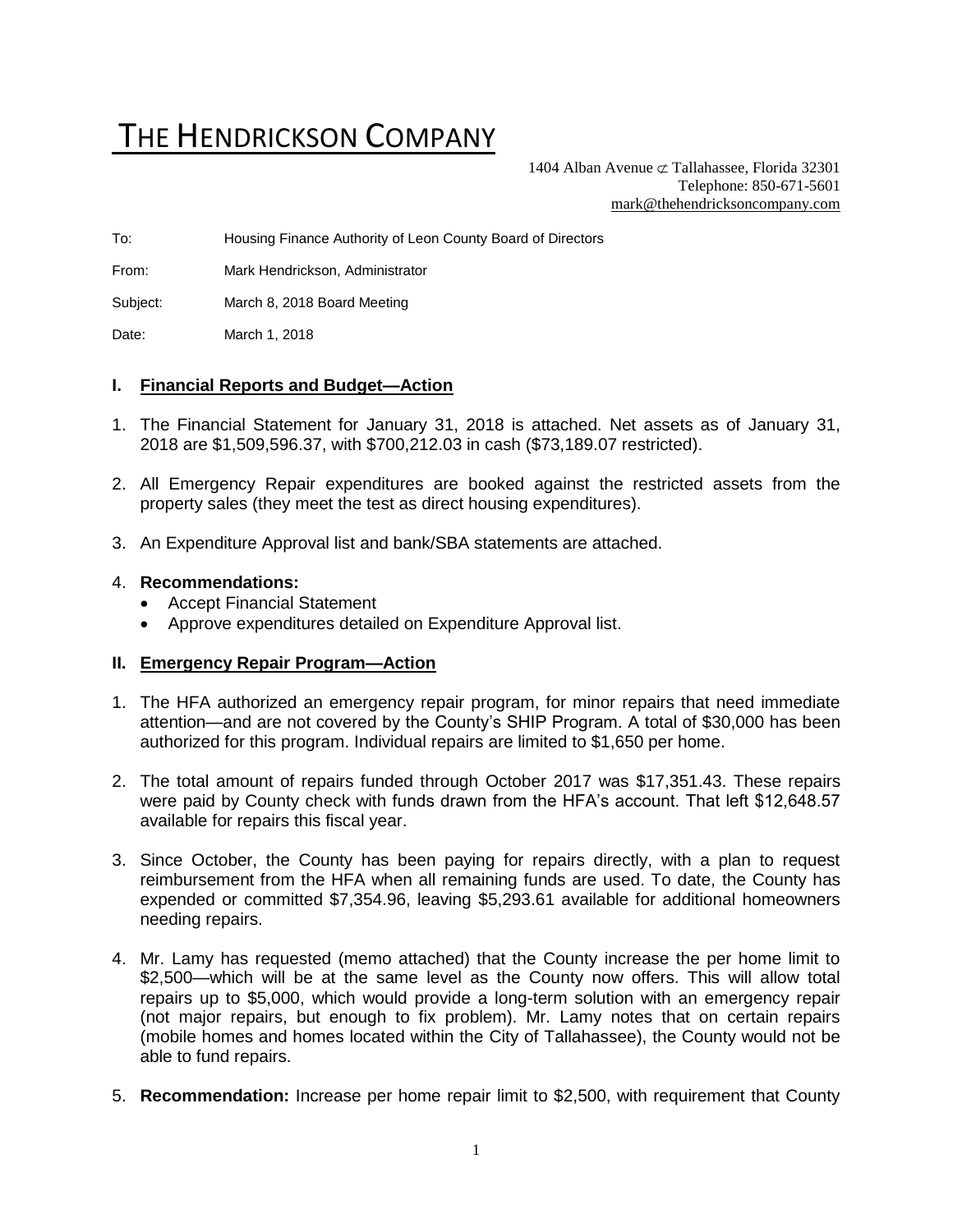# THE HENDRICKSON COMPANY

1404 Alban Avenue ⊄ Tallahassee, Florida 32301
Telephone: 850-671-5601
mark@thehendricksoncompany.com

To: Housing Finance Authority of Leon County Board of Directors

From: Mark Hendrickson, Administrator

Subject: March 8, 2018 Board Meeting

Date: March 1, 2018

## I. Financial Reports and Budget—Action

1. The Financial Statement for January 31, 2018 is attached. Net assets as of January 31, 2018 are $1,509,596.37, with $700,212.03 in cash ($73,189.07 restricted).
2. All Emergency Repair expenditures are booked against the restricted assets from the property sales (they meet the test as direct housing expenditures).
3. An Expenditure Approval list and bank/SBA statements are attached.
4. **Recommendations:**
   - Accept Financial Statement
   - Approve expenditures detailed on Expenditure Approval list.

## II. Emergency Repair Program—Action

1. The HFA authorized an emergency repair program, for minor repairs that need immediate attention—and are not covered by the County's SHIP Program. A total of $30,000 has been authorized for this program. Individual repairs are limited to $1,650 per home.
2. The total amount of repairs funded through October 2017 was $17,351.43. These repairs were paid by County check with funds drawn from the HFA's account. That left $12,648.57 available for repairs this fiscal year.
3. Since October, the County has been paying for repairs directly, with a plan to request reimbursement from the HFA when all remaining funds are used. To date, the County has expended or committed $7,354.96, leaving $5,293.61 available for additional homeowners needing repairs.
4. Mr. Lamy has requested (memo attached) that the County increase the per home limit to $2,500—which will be at the same level as the County now offers. This will allow total repairs up to $5,000, which would provide a long-term solution with an emergency repair (not major repairs, but enough to fix problem). Mr. Lamy notes that on certain repairs (mobile homes and homes located within the City of Tallahassee), the County would not be able to fund repairs.
5. **Recommendation:** Increase per home repair limit to $2,500, with requirement that County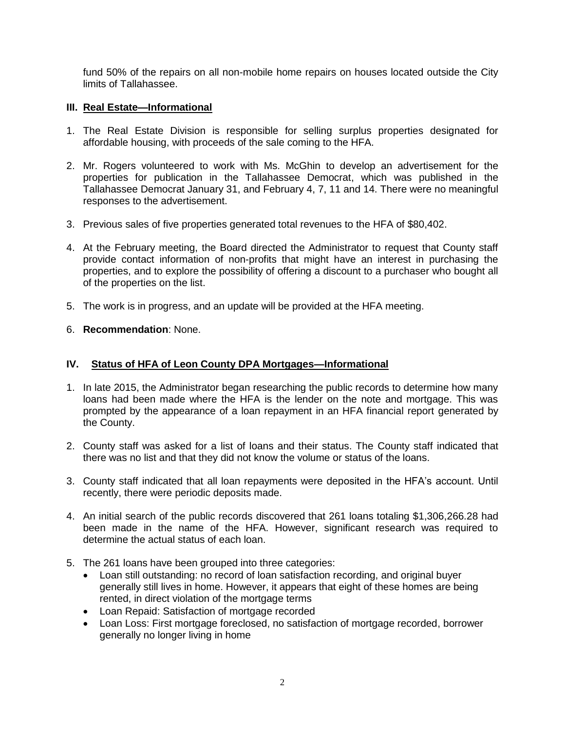fund 50% of the repairs on all non-mobile home repairs on houses located outside the City limits of Tallahassee.

### III. Real Estate—Informational

1. The Real Estate Division is responsible for selling surplus properties designated for affordable housing, with proceeds of the sale coming to the HFA.
2. Mr. Rogers volunteered to work with Ms. McGhin to develop an advertisement for the properties for publication in the Tallahassee Democrat, which was published in the Tallahassee Democrat January 31, and February 4, 7, 11 and 14. There were no meaningful responses to the advertisement.
3. Previous sales of five properties generated total revenues to the HFA of $80,402.
4. At the February meeting, the Board directed the Administrator to request that County staff provide contact information of non-profits that might have an interest in purchasing the properties, and to explore the possibility of offering a discount to a purchaser who bought all of the properties on the list.
5. The work is in progress, and an update will be provided at the HFA meeting.
6. **Recommendation**: None.

### IV. Status of HFA of Leon County DPA Mortgages—Informational

1. In late 2015, the Administrator began researching the public records to determine how many loans had been made where the HFA is the lender on the note and mortgage. This was prompted by the appearance of a loan repayment in an HFA financial report generated by the County.
2. County staff was asked for a list of loans and their status. The County staff indicated that there was no list and that they did not know the volume or status of the loans.
3. County staff indicated that all loan repayments were deposited in the HFA's account. Until recently, there were periodic deposits made.
4. An initial search of the public records discovered that 261 loans totaling $1,306,266.28 had been made in the name of the HFA. However, significant research was required to determine the actual status of each loan.
5. The 261 loans have been grouped into three categories:
   - Loan still outstanding: no record of loan satisfaction recording, and original buyer generally still lives in home. However, it appears that eight of these homes are being rented, in direct violation of the mortgage terms
   - Loan Repaid: Satisfaction of mortgage recorded
   - Loan Loss: First mortgage foreclosed, no satisfaction of mortgage recorded, borrower generally no longer living in home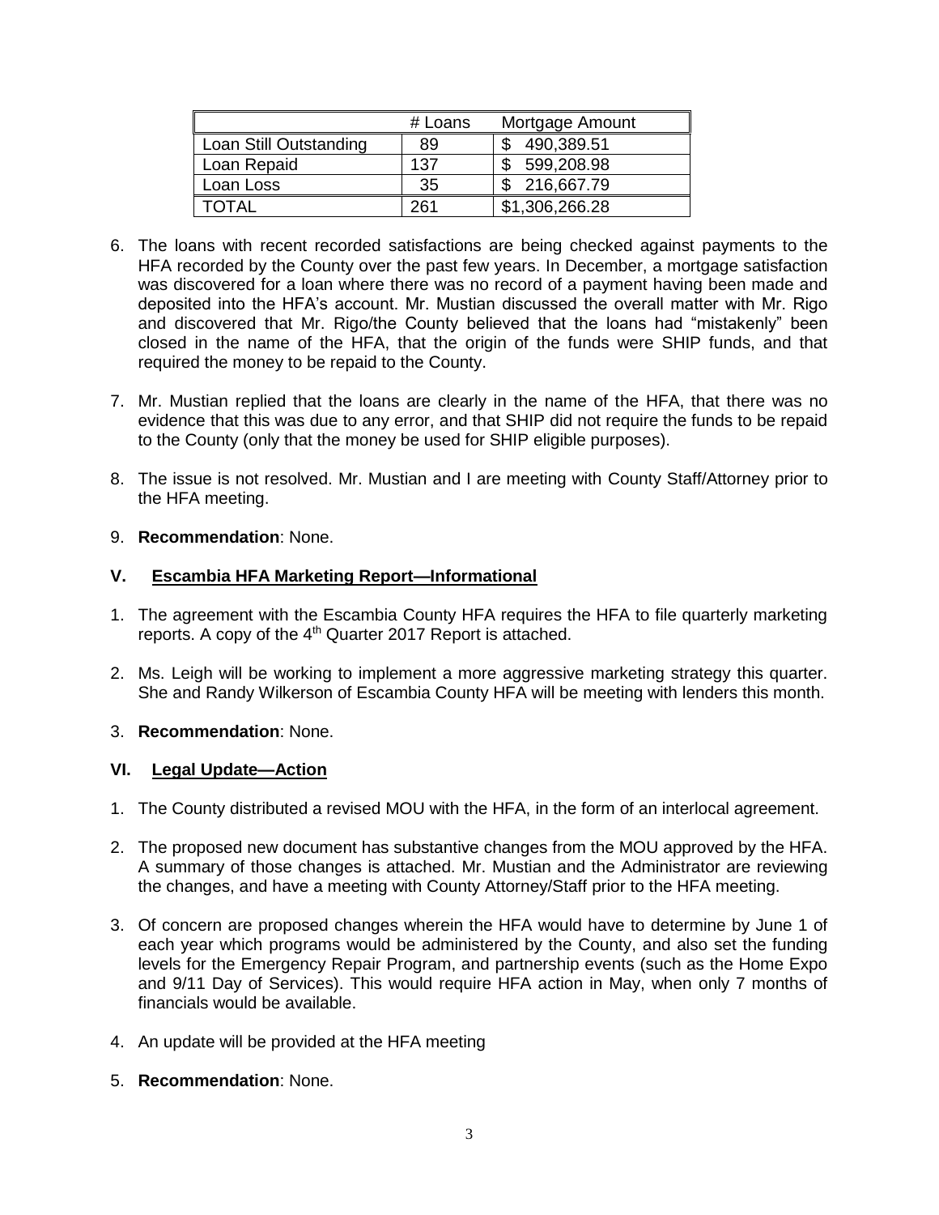| | # Loans | Mortgage Amount |
|---|---|---|
| Loan Still Outstanding | 89 | $ 490,389.51 |
| Loan Repaid | 137 | $ 599,208.98 |
| Loan Loss | 35 | $ 216,667.79 |
| TOTAL | 261 | $1,306,266.28 |

6. The loans with recent recorded satisfactions are being checked against payments to the HFA recorded by the County over the past few years. In December, a mortgage satisfaction was discovered for a loan where there was no record of a payment having been made and deposited into the HFA's account. Mr. Mustian discussed the overall matter with Mr. Rigo and discovered that Mr. Rigo/the County believed that the loans had "mistakenly" been closed in the name of the HFA, that the origin of the funds were SHIP funds, and that required the money to be repaid to the County.

7. Mr. Mustian replied that the loans are clearly in the name of the HFA, that there was no evidence that this was due to any error, and that SHIP did not require the funds to be repaid to the County (only that the money be used for SHIP eligible purposes).

8. The issue is not resolved. Mr. Mustian and I are meeting with County Staff/Attorney prior to the HFA meeting.

9. **Recommendation**: None.

## V. Escambia HFA Marketing Report—Informational

1. The agreement with the Escambia County HFA requires the HFA to file quarterly marketing reports. A copy of the 4th Quarter 2017 Report is attached.

2. Ms. Leigh will be working to implement a more aggressive marketing strategy this quarter. She and Randy Wilkerson of Escambia County HFA will be meeting with lenders this month.

3. **Recommendation**: None.

## VI. Legal Update—Action

1. The County distributed a revised MOU with the HFA, in the form of an interlocal agreement.

2. The proposed new document has substantive changes from the MOU approved by the HFA. A summary of those changes is attached. Mr. Mustian and the Administrator are reviewing the changes, and have a meeting with County Attorney/Staff prior to the HFA meeting.

3. Of concern are proposed changes wherein the HFA would have to determine by June 1 of each year which programs would be administered by the County, and also set the funding levels for the Emergency Repair Program, and partnership events (such as the Home Expo and 9/11 Day of Services). This would require HFA action in May, when only 7 months of financials would be available.

4. An update will be provided at the HFA meeting

5. **Recommendation**: None.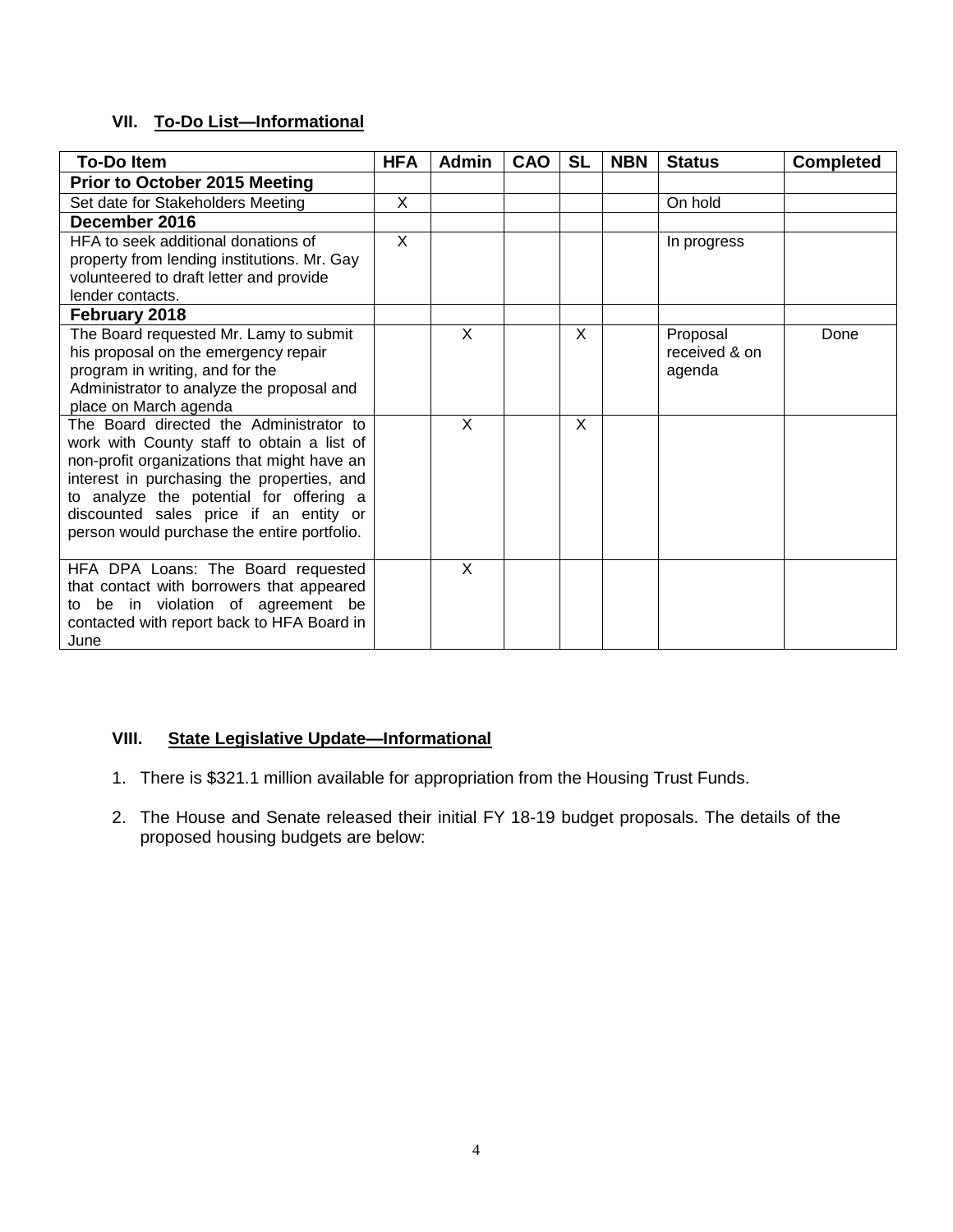## VII. To-Do List—Informational

| To-Do Item | HFA | Admin | CAO | SL | NBN | Status | Completed |
|---|---|---|---|---|---|---|---|
| **Prior to October 2015 Meeting** | | | | | | | |
| Set date for Stakeholders Meeting | X | | | | | On hold | |
| **December 2016** | | | | | | | |
| HFA to seek additional donations of property from lending institutions. Mr. Gay volunteered to draft letter and provide lender contacts. | X | | | | | In progress | |
| **February 2018** | | | | | | | |
| The Board requested Mr. Lamy to submit his proposal on the emergency repair program in writing, and for the Administrator to analyze the proposal and place on March agenda | | X | | X | | Proposal received & on agenda | Done |
| The Board directed the Administrator to work with County staff to obtain a list of non-profit organizations that might have an interest in purchasing the properties, and to analyze the potential for offering a discounted sales price if an entity or person would purchase the entire portfolio. | | X | | X | | | |
| HFA DPA Loans: The Board requested that contact with borrowers that appeared to be in violation of agreement be contacted with report back to HFA Board in June | | X | | | | | |

## VIII. State Legislative Update—Informational

1. There is $321.1 million available for appropriation from the Housing Trust Funds.
2. The House and Senate released their initial FY 18-19 budget proposals. The details of the proposed housing budgets are below: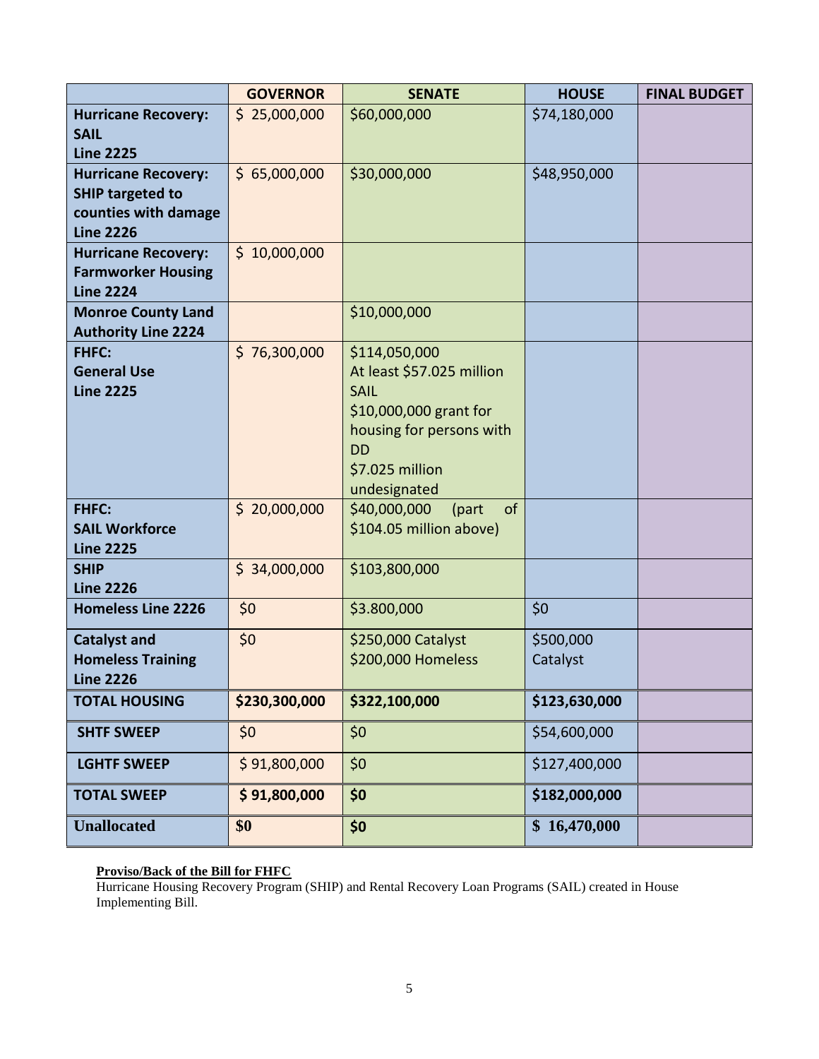| | GOVERNOR | SENATE | HOUSE | FINAL BUDGET |
|---|---|---|---|---|
| **Hurricane Recovery: SAIL Line 2225** | $ 25,000,000 | $60,000,000 | $74,180,000 | |
| **Hurricane Recovery: SHIP targeted to counties with damage Line 2226** | $ 65,000,000 | $30,000,000 | $48,950,000 | |
| **Hurricane Recovery: Farmworker Housing Line 2224** | $ 10,000,000 | | | |
| **Monroe County Land Authority Line 2224** | | $10,000,000 | | |
| **FHFC: General Use Line 2225** | $ 76,300,000 | $114,050,000 At least $57.025 million SAIL $10,000,000 grant for housing for persons with DD $7.025 million undesignated | | |
| **FHFC: SAIL Workforce Line 2225** | $ 20,000,000 | $40,000,000 (part of $104.05 million above) | | |
| **SHIP Line 2226** | $ 34,000,000 | $103,800,000 | | |
| **Homeless Line 2226** | $0 | $3.800,000 | $0 | |
| **Catalyst and Homeless Training Line 2226** | $0 | $250,000 Catalyst $200,000 Homeless | $500,000 Catalyst | |
| **TOTAL HOUSING** | **$230,300,000** | **$322,100,000** | **$123,630,000** | |
| **SHTF SWEEP** | $0 | $0 | $54,600,000 | |
| **LGHTF SWEEP** | $ 91,800,000 | $0 | $127,400,000 | |
| **TOTAL SWEEP** | **$ 91,800,000** | **$0** | **$182,000,000** | |
| **Unallocated** | **$0** | **$0** | **$ 16,470,000** | |

**Proviso/Back of the Bill for FHFC**

Hurricane Housing Recovery Program (SHIP) and Rental Recovery Loan Programs (SAIL) created in House Implementing Bill.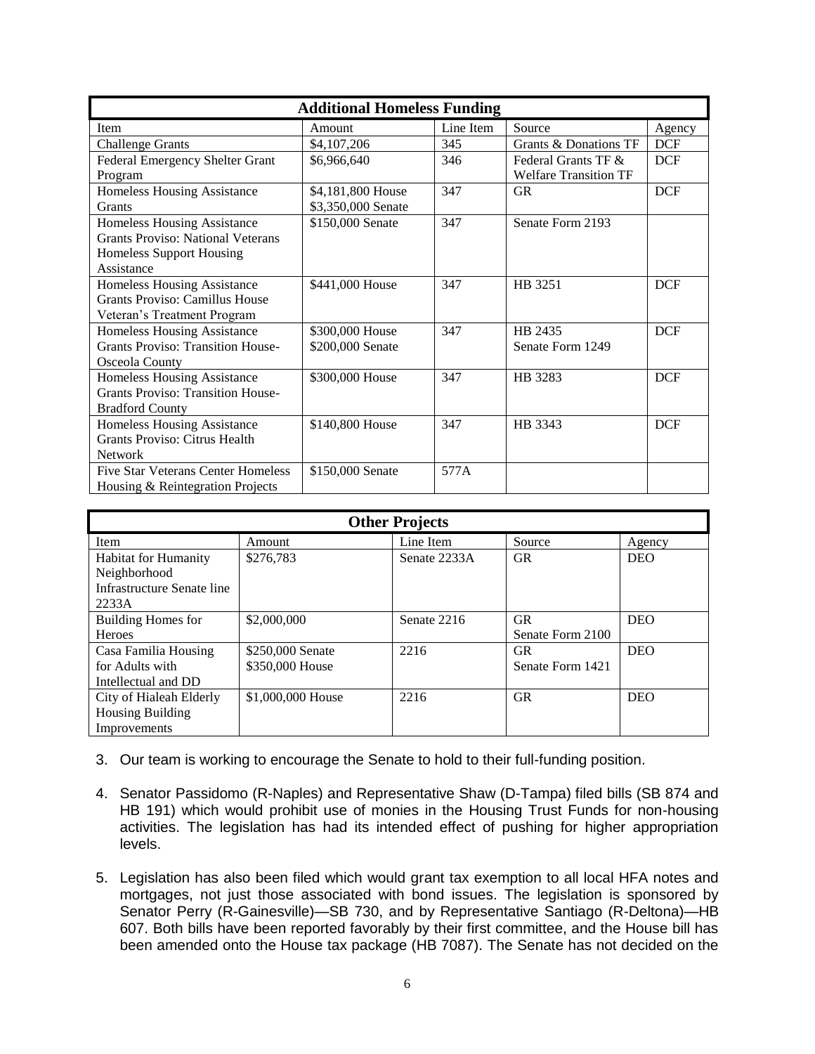| Additional Homeless Funding | | | | |
|---|---|---|---|---|
| Item | Amount | Line Item | Source | Agency |
| Challenge Grants | $4,107,206 | 345 | Grants & Donations TF | DCF |
| Federal Emergency Shelter Grant Program | $6,966,640 | 346 | Federal Grants TF & Welfare Transition TF | DCF |
| Homeless Housing Assistance Grants | $4,181,800 House<br>$3,350,000 Senate | 347 | GR | DCF |
| Homeless Housing Assistance Grants Proviso: National Veterans Homeless Support Housing Assistance | $150,000 Senate | 347 | Senate Form 2193 | |
| Homeless Housing Assistance Grants Proviso: Camillus House Veteran's Treatment Program | $441,000 House | 347 | HB 3251 | DCF |
| Homeless Housing Assistance Grants Proviso: Transition House-Osceola County | $300,000 House<br>$200,000 Senate | 347 | HB 2435<br>Senate Form 1249 | DCF |
| Homeless Housing Assistance Grants Proviso: Transition House-Bradford County | $300,000 House | 347 | HB 3283 | DCF |
| Homeless Housing Assistance Grants Proviso: Citrus Health Network | $140,800 House | 347 | HB 3343 | DCF |
| Five Star Veterans Center Homeless Housing & Reintegration Projects | $150,000 Senate | 577A | | |

| Other Projects | | | | |
|---|---|---|---|---|
| Item | Amount | Line Item | Source | Agency |
| Habitat for Humanity Neighborhood Infrastructure Senate line 2233A | $276,783 | Senate 2233A | GR | DEO |
| Building Homes for Heroes | $2,000,000 | Senate 2216 | GR<br>Senate Form 2100 | DEO |
| Casa Familia Housing for Adults with Intellectual and DD | $250,000 Senate<br>$350,000 House | 2216 | GR<br>Senate Form 1421 | DEO |
| City of Hialeah Elderly Housing Building Improvements | $1,000,000 House | 2216 | GR | DEO |

3. Our team is working to encourage the Senate to hold to their full-funding position.

4. Senator Passidomo (R-Naples) and Representative Shaw (D-Tampa) filed bills (SB 874 and HB 191) which would prohibit use of monies in the Housing Trust Funds for non-housing activities. The legislation has had its intended effect of pushing for higher appropriation levels.

5. Legislation has also been filed which would grant tax exemption to all local HFA notes and mortgages, not just those associated with bond issues. The legislation is sponsored by Senator Perry (R-Gainesville)—SB 730, and by Representative Santiago (R-Deltona)—HB 607. Both bills have been reported favorably by their first committee, and the House bill has been amended onto the House tax package (HB 7087). The Senate has not decided on the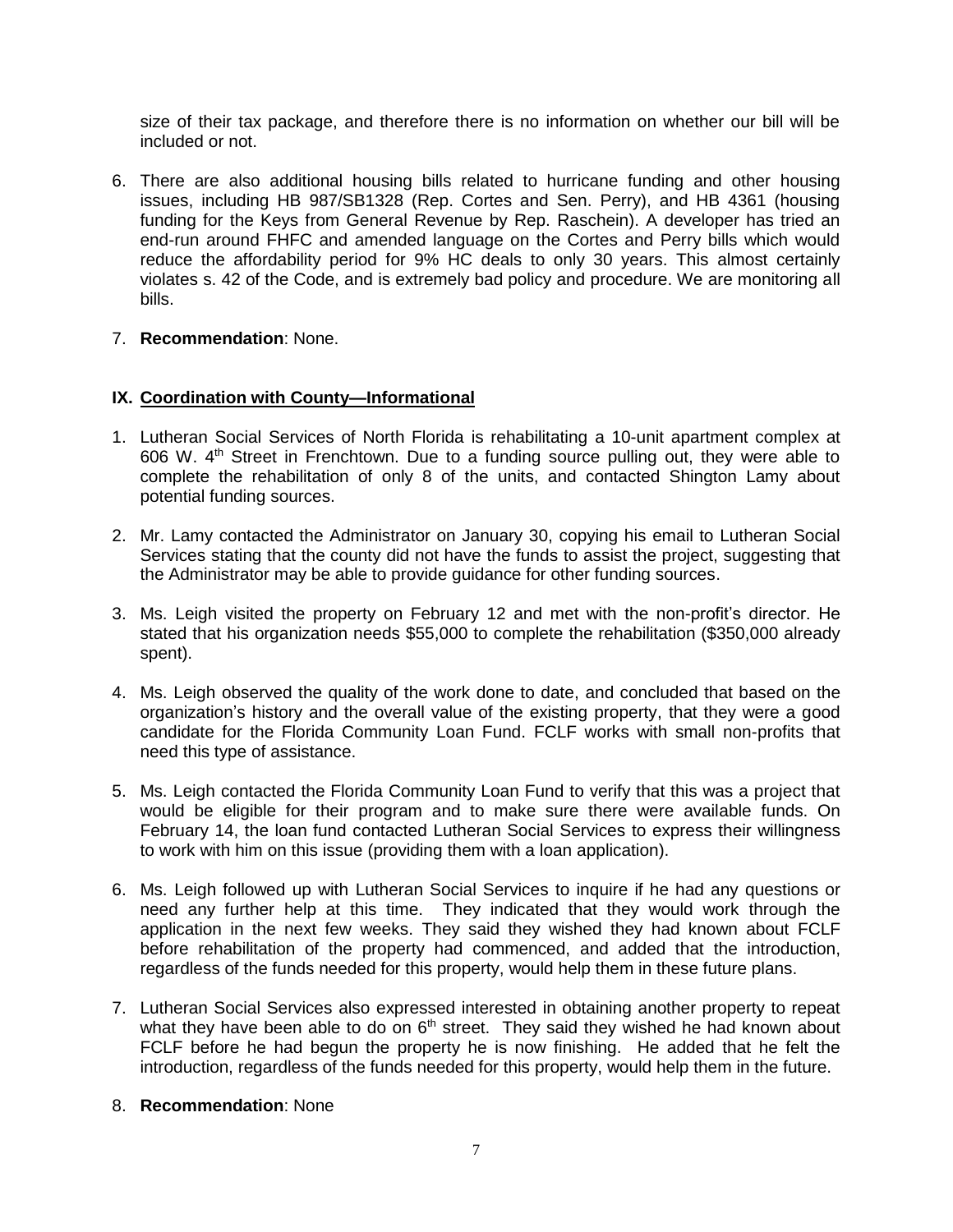size of their tax package, and therefore there is no information on whether our bill will be included or not.

6. There are also additional housing bills related to hurricane funding and other housing issues, including HB 987/SB1328 (Rep. Cortes and Sen. Perry), and HB 4361 (housing funding for the Keys from General Revenue by Rep. Raschein). A developer has tried an end-run around FHFC and amended language on the Cortes and Perry bills which would reduce the affordability period for 9% HC deals to only 30 years. This almost certainly violates s. 42 of the Code, and is extremely bad policy and procedure. We are monitoring all bills.

7. **Recommendation**: None.

## IX. Coordination with County—Informational

1. Lutheran Social Services of North Florida is rehabilitating a 10-unit apartment complex at 606 W. 4th Street in Frenchtown. Due to a funding source pulling out, they were able to complete the rehabilitation of only 8 of the units, and contacted Shington Lamy about potential funding sources.

2. Mr. Lamy contacted the Administrator on January 30, copying his email to Lutheran Social Services stating that the county did not have the funds to assist the project, suggesting that the Administrator may be able to provide guidance for other funding sources.

3. Ms. Leigh visited the property on February 12 and met with the non-profit's director. He stated that his organization needs $55,000 to complete the rehabilitation ($350,000 already spent).

4. Ms. Leigh observed the quality of the work done to date, and concluded that based on the organization's history and the overall value of the existing property, that they were a good candidate for the Florida Community Loan Fund. FCLF works with small non-profits that need this type of assistance.

5. Ms. Leigh contacted the Florida Community Loan Fund to verify that this was a project that would be eligible for their program and to make sure there were available funds. On February 14, the loan fund contacted Lutheran Social Services to express their willingness to work with him on this issue (providing them with a loan application).

6. Ms. Leigh followed up with Lutheran Social Services to inquire if he had any questions or need any further help at this time. They indicated that they would work through the application in the next few weeks. They said they wished they had known about FCLF before rehabilitation of the property had commenced, and added that the introduction, regardless of the funds needed for this property, would help them in these future plans.

7. Lutheran Social Services also expressed interested in obtaining another property to repeat what they have been able to do on 6th street. They said they wished he had known about FCLF before he had begun the property he is now finishing. He added that he felt the introduction, regardless of the funds needed for this property, would help them in the future.

8. **Recommendation**: None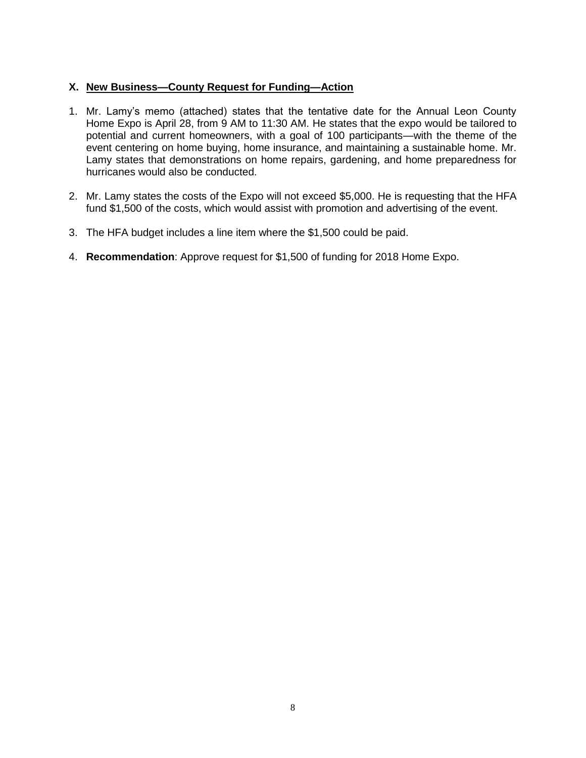### X. New Business—County Request for Funding—Action

1. Mr. Lamy's memo (attached) states that the tentative date for the Annual Leon County Home Expo is April 28, from 9 AM to 11:30 AM. He states that the expo would be tailored to potential and current homeowners, with a goal of 100 participants—with the theme of the event centering on home buying, home insurance, and maintaining a sustainable home. Mr. Lamy states that demonstrations on home repairs, gardening, and home preparedness for hurricanes would also be conducted.

2. Mr. Lamy states the costs of the Expo will not exceed $5,000. He is requesting that the HFA fund $1,500 of the costs, which would assist with promotion and advertising of the event.

3. The HFA budget includes a line item where the $1,500 could be paid.

4. **Recommendation**: Approve request for $1,500 of funding for 2018 Home Expo.